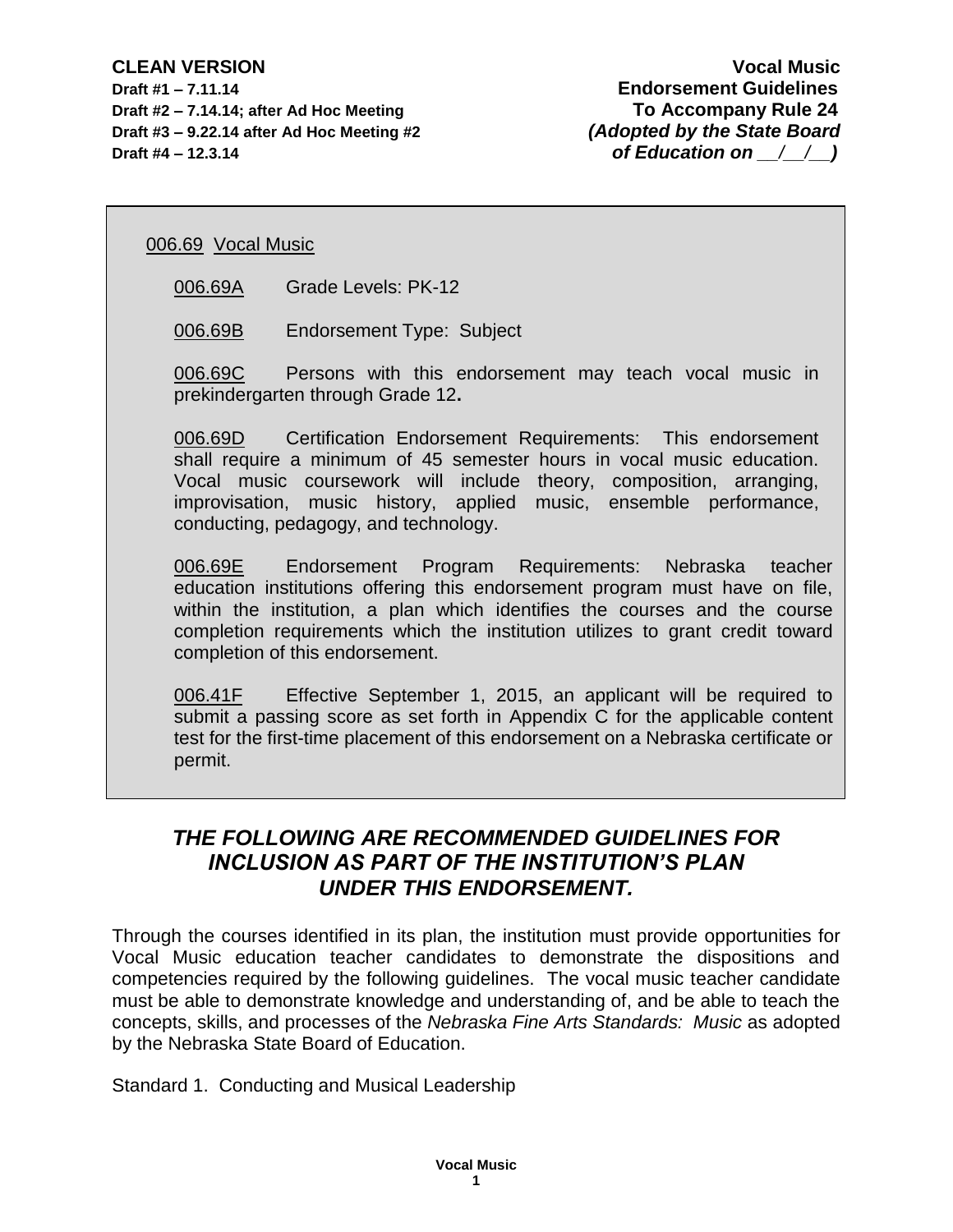**CLEAN VERSION**
**Draft #1 – 7.11.14**
**Draft #2 – 7.14.14; after Ad Hoc Meeting**
**Draft #3 – 9.22.14 after Ad Hoc Meeting #2**
**Draft #4 – 12.3.14**

**Vocal Music**
**Endorsement Guidelines**
**To Accompany Rule 24**
***(Adopted by the State Board of Education on __/__/__)***

006.69 Vocal Music

006.69A Grade Levels: PK-12

006.69B Endorsement Type: Subject

006.69C Persons with this endorsement may teach vocal music in prekindergarten through Grade 12**.**

006.69D Certification Endorsement Requirements: This endorsement shall require a minimum of 45 semester hours in vocal music education. Vocal music coursework will include theory, composition, arranging, improvisation, music history, applied music, ensemble performance, conducting, pedagogy, and technology.

006.69E Endorsement Program Requirements: Nebraska teacher education institutions offering this endorsement program must have on file, within the institution, a plan which identifies the courses and the course completion requirements which the institution utilizes to grant credit toward completion of this endorsement.

006.41F Effective September 1, 2015, an applicant will be required to submit a passing score as set forth in Appendix C for the applicable content test for the first-time placement of this endorsement on a Nebraska certificate or permit.

## *THE FOLLOWING ARE RECOMMENDED GUIDELINES FOR INCLUSION AS PART OF THE INSTITUTION'S PLAN UNDER THIS ENDORSEMENT.*

Through the courses identified in its plan, the institution must provide opportunities for Vocal Music education teacher candidates to demonstrate the dispositions and competencies required by the following guidelines. The vocal music teacher candidate must be able to demonstrate knowledge and understanding of, and be able to teach the concepts, skills, and processes of the *Nebraska Fine Arts Standards: Music* as adopted by the Nebraska State Board of Education.

Standard 1. Conducting and Musical Leadership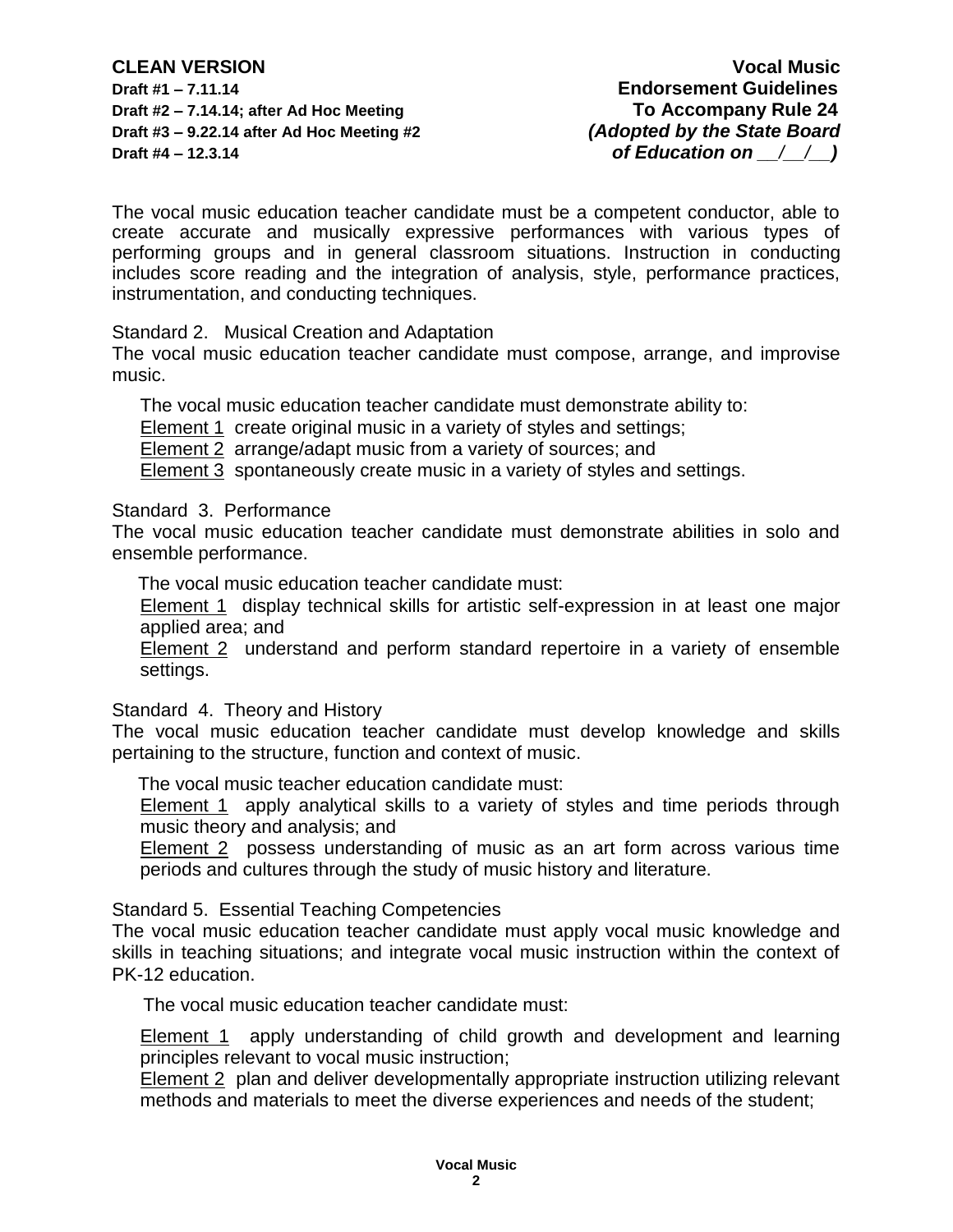The vocal music education teacher candidate must be a competent conductor, able to create accurate and musically expressive performances with various types of performing groups and in general classroom situations. Instruction in conducting includes score reading and the integration of analysis, style, performance practices, instrumentation, and conducting techniques.

Standard 2. Musical Creation and Adaptation
The vocal music education teacher candidate must compose, arrange, and improvise music.

The vocal music education teacher candidate must demonstrate ability to:
Element 1 create original music in a variety of styles and settings;
Element 2 arrange/adapt music from a variety of sources; and
Element 3 spontaneously create music in a variety of styles and settings.

Standard 3. Performance
The vocal music education teacher candidate must demonstrate abilities in solo and ensemble performance.

The vocal music education teacher candidate must:
Element 1 display technical skills for artistic self-expression in at least one major applied area; and
Element 2 understand and perform standard repertoire in a variety of ensemble settings.

Standard 4. Theory and History
The vocal music education teacher candidate must develop knowledge and skills pertaining to the structure, function and context of music.

The vocal music teacher education candidate must:
Element 1 apply analytical skills to a variety of styles and time periods through music theory and analysis; and
Element 2 possess understanding of music as an art form across various time periods and cultures through the study of music history and literature.

Standard 5. Essential Teaching Competencies
The vocal music education teacher candidate must apply vocal music knowledge and skills in teaching situations; and integrate vocal music instruction within the context of PK-12 education.

The vocal music education teacher candidate must:

Element 1 apply understanding of child growth and development and learning principles relevant to vocal music instruction;
Element 2 plan and deliver developmentally appropriate instruction utilizing relevant methods and materials to meet the diverse experiences and needs of the student;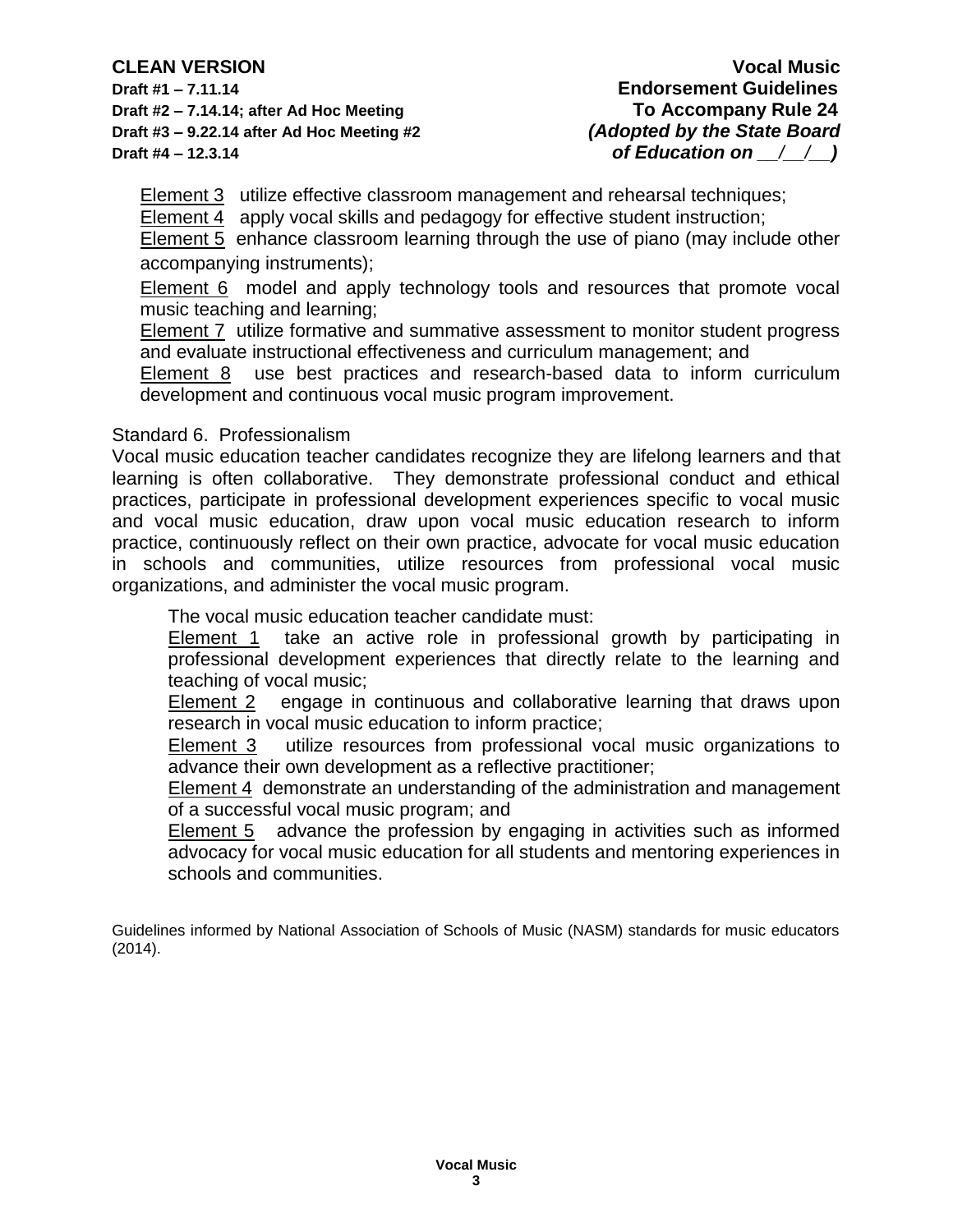Element 3 utilize effective classroom management and rehearsal techniques;

Element 4 apply vocal skills and pedagogy for effective student instruction;

Element 5 enhance classroom learning through the use of piano (may include other accompanying instruments);

Element 6 model and apply technology tools and resources that promote vocal music teaching and learning;

Element 7 utilize formative and summative assessment to monitor student progress and evaluate instructional effectiveness and curriculum management; and

Element 8 use best practices and research-based data to inform curriculum development and continuous vocal music program improvement.

Standard 6. Professionalism

Vocal music education teacher candidates recognize they are lifelong learners and that learning is often collaborative. They demonstrate professional conduct and ethical practices, participate in professional development experiences specific to vocal music and vocal music education, draw upon vocal music education research to inform practice, continuously reflect on their own practice, advocate for vocal music education in schools and communities, utilize resources from professional vocal music organizations, and administer the vocal music program.

The vocal music education teacher candidate must:

Element 1 take an active role in professional growth by participating in professional development experiences that directly relate to the learning and teaching of vocal music;

Element 2 engage in continuous and collaborative learning that draws upon research in vocal music education to inform practice;

Element 3 utilize resources from professional vocal music organizations to advance their own development as a reflective practitioner;

Element 4 demonstrate an understanding of the administration and management of a successful vocal music program; and

Element 5 advance the profession by engaging in activities such as informed advocacy for vocal music education for all students and mentoring experiences in schools and communities.

Guidelines informed by National Association of Schools of Music (NASM) standards for music educators (2014).